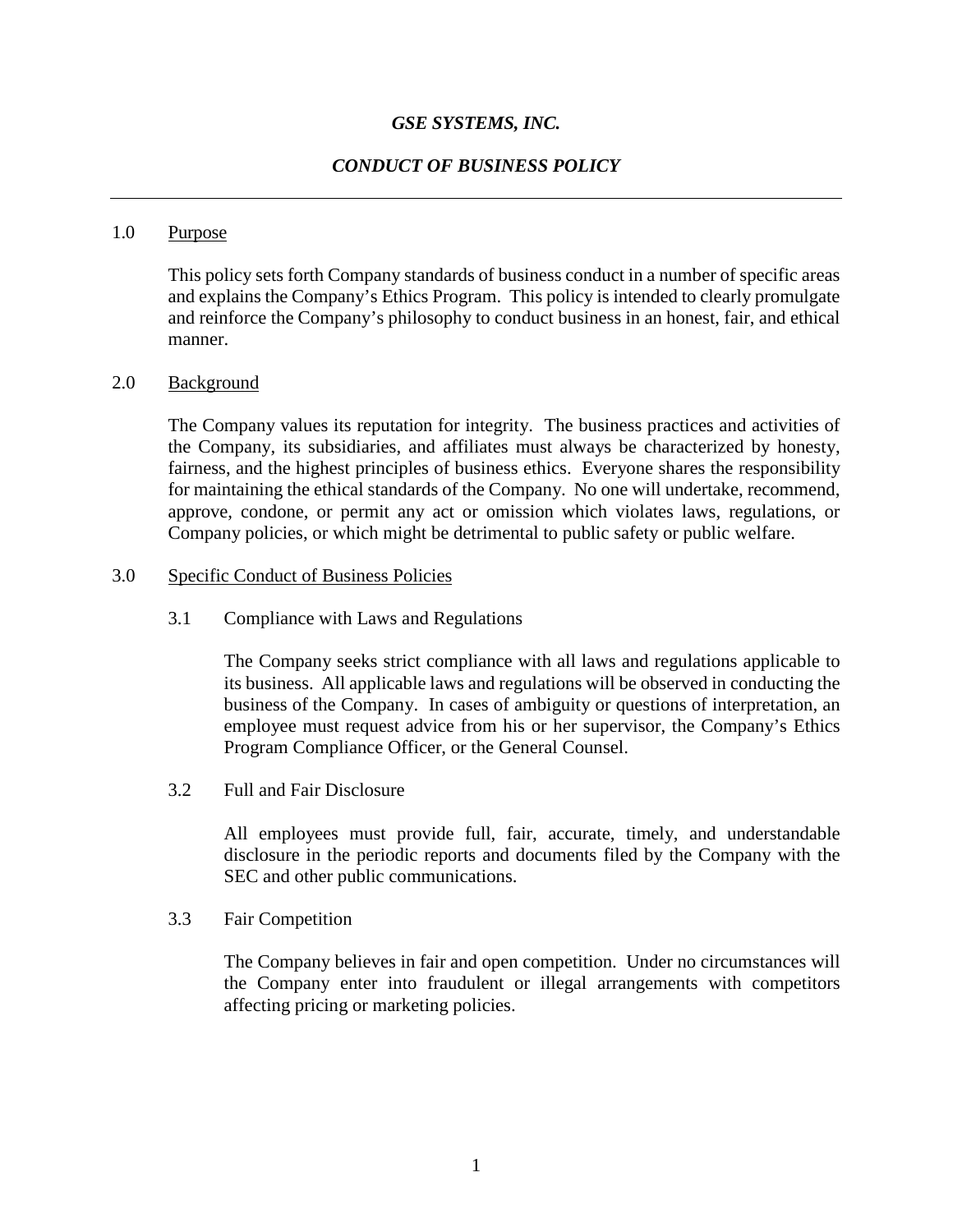# *GSE SYSTEMS, INC.*

## *CONDUCT OF BUSINESS POLICY*

---

### 1.0 Purpose

This policy sets forth Company standards of business conduct in a number of specific areas and explains the Company's Ethics Program. This policy is intended to clearly promulgate and reinforce the Company's philosophy to conduct business in an honest, fair, and ethical manner.

### 2.0 Background

The Company values its reputation for integrity. The business practices and activities of the Company, its subsidiaries, and affiliates must always be characterized by honesty, fairness, and the highest principles of business ethics. Everyone shares the responsibility for maintaining the ethical standards of the Company. No one will undertake, recommend, approve, condone, or permit any act or omission which violates laws, regulations, or Company policies, or which might be detrimental to public safety or public welfare.

### 3.0 Specific Conduct of Business Policies

#### 3.1 Compliance with Laws and Regulations

The Company seeks strict compliance with all laws and regulations applicable to its business. All applicable laws and regulations will be observed in conducting the business of the Company. In cases of ambiguity or questions of interpretation, an employee must request advice from his or her supervisor, the Company's Ethics Program Compliance Officer, or the General Counsel.

#### 3.2 Full and Fair Disclosure

All employees must provide full, fair, accurate, timely, and understandable disclosure in the periodic reports and documents filed by the Company with the SEC and other public communications.

#### 3.3 Fair Competition

The Company believes in fair and open competition. Under no circumstances will the Company enter into fraudulent or illegal arrangements with competitors affecting pricing or marketing policies.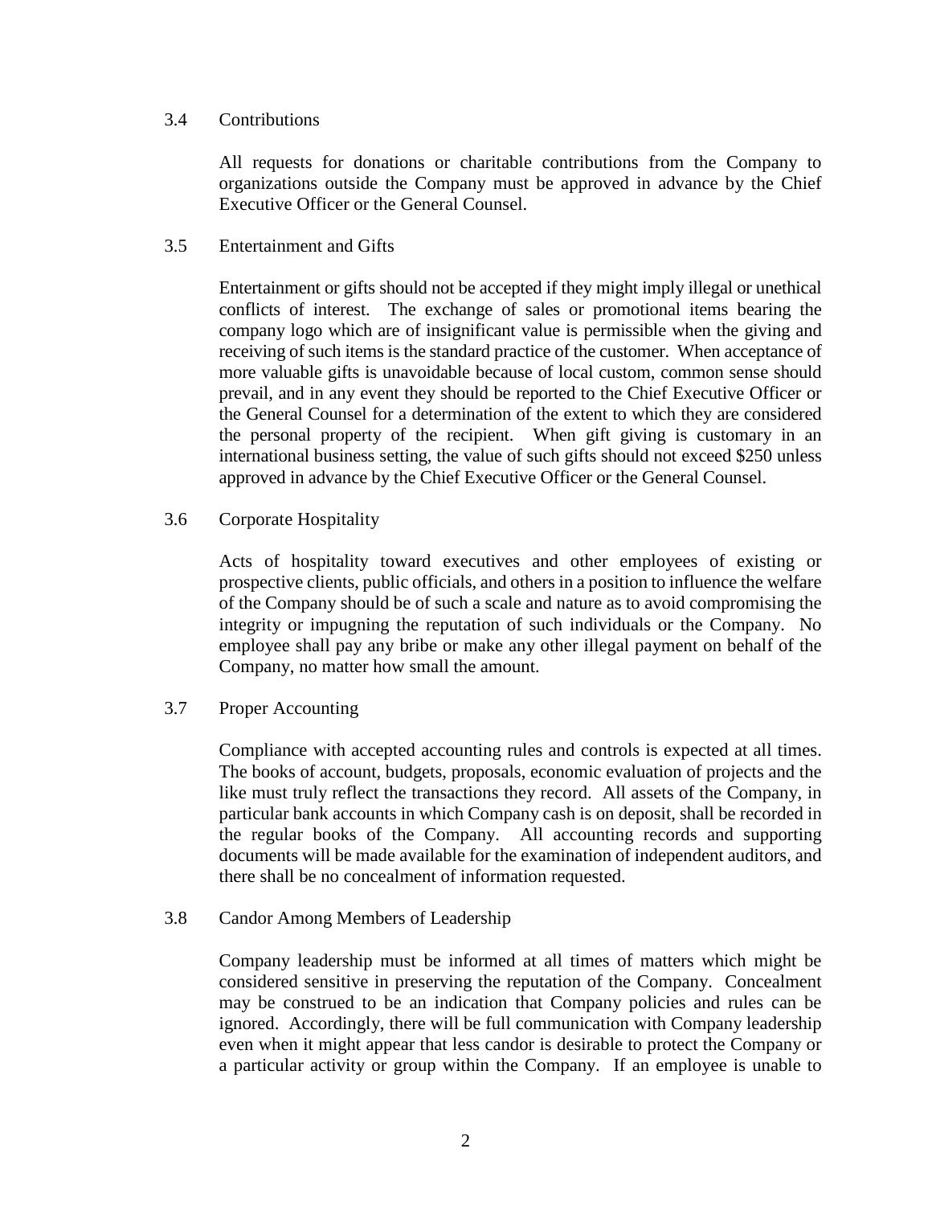### 3.4 Contributions

All requests for donations or charitable contributions from the Company to organizations outside the Company must be approved in advance by the Chief Executive Officer or the General Counsel.

### 3.5 Entertainment and Gifts

Entertainment or gifts should not be accepted if they might imply illegal or unethical conflicts of interest. The exchange of sales or promotional items bearing the company logo which are of insignificant value is permissible when the giving and receiving of such items is the standard practice of the customer. When acceptance of more valuable gifts is unavoidable because of local custom, common sense should prevail, and in any event they should be reported to the Chief Executive Officer or the General Counsel for a determination of the extent to which they are considered the personal property of the recipient. When gift giving is customary in an international business setting, the value of such gifts should not exceed $250 unless approved in advance by the Chief Executive Officer or the General Counsel.

### 3.6 Corporate Hospitality

Acts of hospitality toward executives and other employees of existing or prospective clients, public officials, and others in a position to influence the welfare of the Company should be of such a scale and nature as to avoid compromising the integrity or impugning the reputation of such individuals or the Company. No employee shall pay any bribe or make any other illegal payment on behalf of the Company, no matter how small the amount.

### 3.7 Proper Accounting

Compliance with accepted accounting rules and controls is expected at all times. The books of account, budgets, proposals, economic evaluation of projects and the like must truly reflect the transactions they record. All assets of the Company, in particular bank accounts in which Company cash is on deposit, shall be recorded in the regular books of the Company. All accounting records and supporting documents will be made available for the examination of independent auditors, and there shall be no concealment of information requested.

### 3.8 Candor Among Members of Leadership

Company leadership must be informed at all times of matters which might be considered sensitive in preserving the reputation of the Company. Concealment may be construed to be an indication that Company policies and rules can be ignored. Accordingly, there will be full communication with Company leadership even when it might appear that less candor is desirable to protect the Company or a particular activity or group within the Company. If an employee is unable to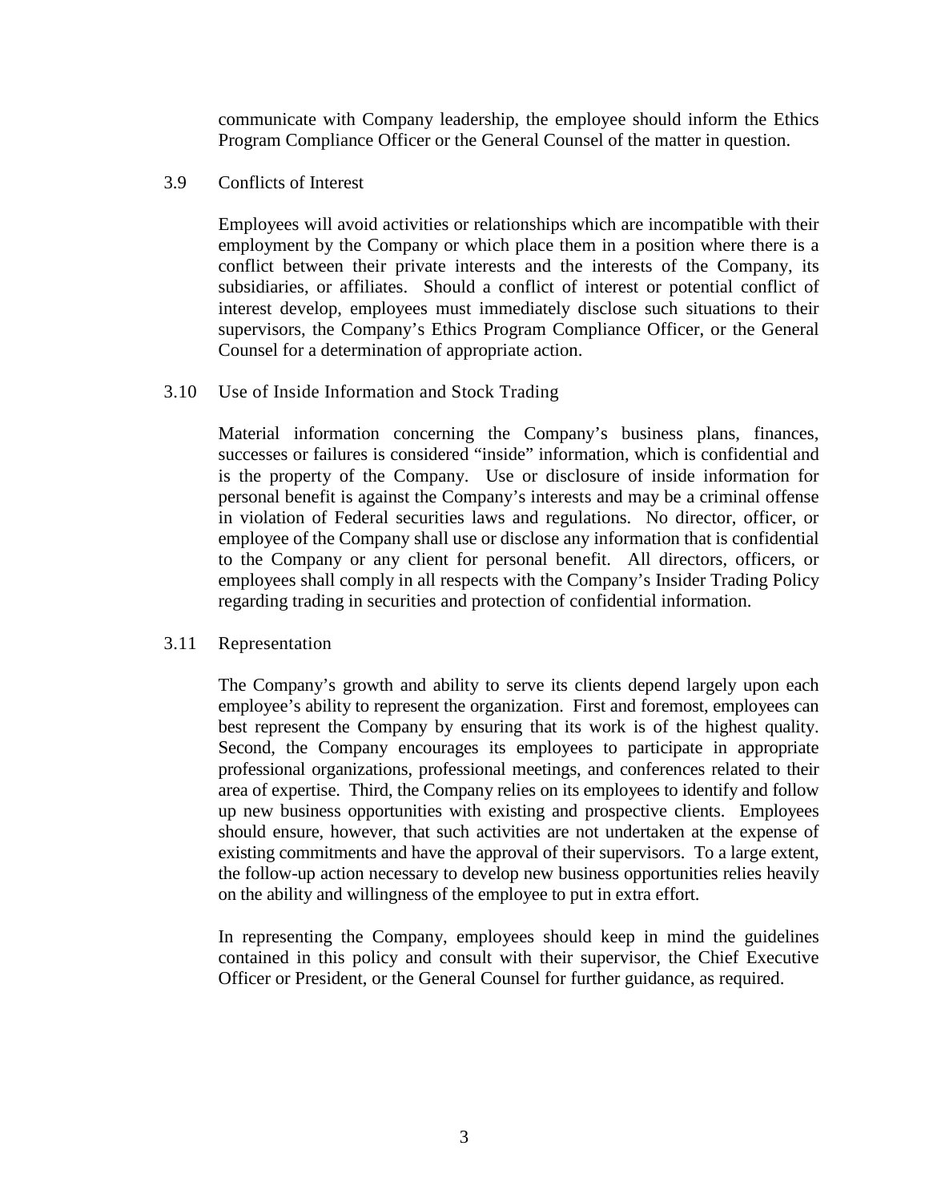communicate with Company leadership, the employee should inform the Ethics Program Compliance Officer or the General Counsel of the matter in question.

### 3.9 Conflicts of Interest

Employees will avoid activities or relationships which are incompatible with their employment by the Company or which place them in a position where there is a conflict between their private interests and the interests of the Company, its subsidiaries, or affiliates. Should a conflict of interest or potential conflict of interest develop, employees must immediately disclose such situations to their supervisors, the Company's Ethics Program Compliance Officer, or the General Counsel for a determination of appropriate action.

### 3.10 Use of Inside Information and Stock Trading

Material information concerning the Company's business plans, finances, successes or failures is considered "inside" information, which is confidential and is the property of the Company. Use or disclosure of inside information for personal benefit is against the Company's interests and may be a criminal offense in violation of Federal securities laws and regulations. No director, officer, or employee of the Company shall use or disclose any information that is confidential to the Company or any client for personal benefit. All directors, officers, or employees shall comply in all respects with the Company's Insider Trading Policy regarding trading in securities and protection of confidential information.

### 3.11 Representation

The Company's growth and ability to serve its clients depend largely upon each employee's ability to represent the organization. First and foremost, employees can best represent the Company by ensuring that its work is of the highest quality. Second, the Company encourages its employees to participate in appropriate professional organizations, professional meetings, and conferences related to their area of expertise. Third, the Company relies on its employees to identify and follow up new business opportunities with existing and prospective clients. Employees should ensure, however, that such activities are not undertaken at the expense of existing commitments and have the approval of their supervisors. To a large extent, the follow-up action necessary to develop new business opportunities relies heavily on the ability and willingness of the employee to put in extra effort.

In representing the Company, employees should keep in mind the guidelines contained in this policy and consult with their supervisor, the Chief Executive Officer or President, or the General Counsel for further guidance, as required.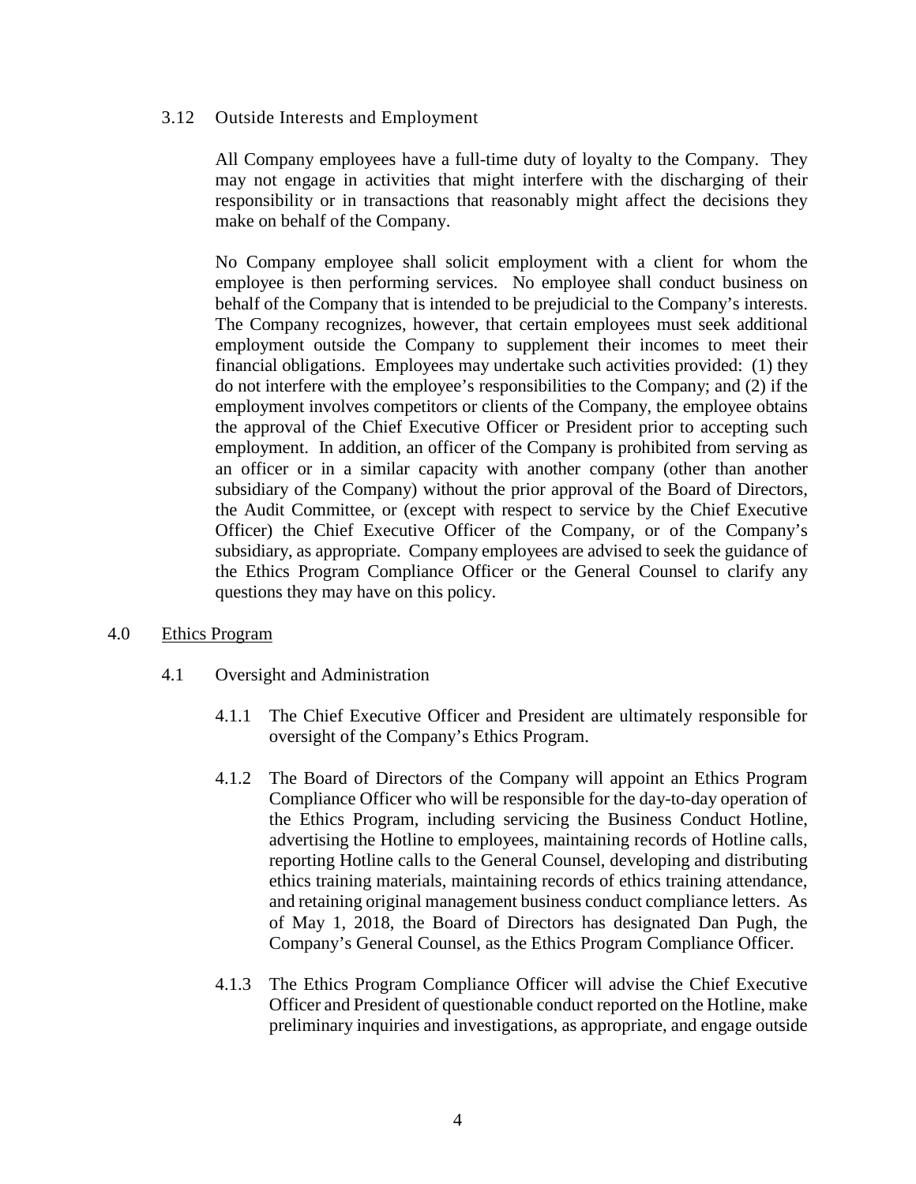### 3.12 Outside Interests and Employment

All Company employees have a full-time duty of loyalty to the Company. They may not engage in activities that might interfere with the discharging of their responsibility or in transactions that reasonably might affect the decisions they make on behalf of the Company.

No Company employee shall solicit employment with a client for whom the employee is then performing services. No employee shall conduct business on behalf of the Company that is intended to be prejudicial to the Company's interests. The Company recognizes, however, that certain employees must seek additional employment outside the Company to supplement their incomes to meet their financial obligations. Employees may undertake such activities provided: (1) they do not interfere with the employee's responsibilities to the Company; and (2) if the employment involves competitors or clients of the Company, the employee obtains the approval of the Chief Executive Officer or President prior to accepting such employment. In addition, an officer of the Company is prohibited from serving as an officer or in a similar capacity with another company (other than another subsidiary of the Company) without the prior approval of the Board of Directors, the Audit Committee, or (except with respect to service by the Chief Executive Officer) the Chief Executive Officer of the Company, or of the Company's subsidiary, as appropriate. Company employees are advised to seek the guidance of the Ethics Program Compliance Officer or the General Counsel to clarify any questions they may have on this policy.

## 4.0 Ethics Program

### 4.1 Oversight and Administration

4.1.1 The Chief Executive Officer and President are ultimately responsible for oversight of the Company's Ethics Program.

4.1.2 The Board of Directors of the Company will appoint an Ethics Program Compliance Officer who will be responsible for the day-to-day operation of the Ethics Program, including servicing the Business Conduct Hotline, advertising the Hotline to employees, maintaining records of Hotline calls, reporting Hotline calls to the General Counsel, developing and distributing ethics training materials, maintaining records of ethics training attendance, and retaining original management business conduct compliance letters. As of May 1, 2018, the Board of Directors has designated Dan Pugh, the Company's General Counsel, as the Ethics Program Compliance Officer.

4.1.3 The Ethics Program Compliance Officer will advise the Chief Executive Officer and President of questionable conduct reported on the Hotline, make preliminary inquiries and investigations, as appropriate, and engage outside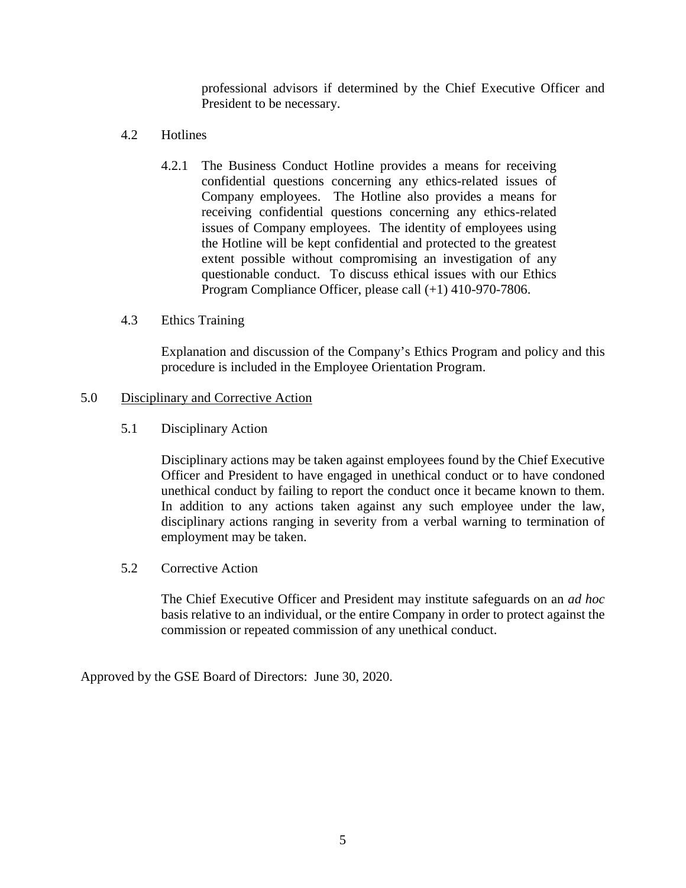professional advisors if determined by the Chief Executive Officer and President to be necessary.

4.2 Hotlines

4.2.1 The Business Conduct Hotline provides a means for receiving confidential questions concerning any ethics-related issues of Company employees. The Hotline also provides a means for receiving confidential questions concerning any ethics-related issues of Company employees. The identity of employees using the Hotline will be kept confidential and protected to the greatest extent possible without compromising an investigation of any questionable conduct. To discuss ethical issues with our Ethics Program Compliance Officer, please call (+1) 410-970-7806.

4.3 Ethics Training

Explanation and discussion of the Company's Ethics Program and policy and this procedure is included in the Employee Orientation Program.

## 5.0 Disciplinary and Corrective Action

5.1 Disciplinary Action

Disciplinary actions may be taken against employees found by the Chief Executive Officer and President to have engaged in unethical conduct or to have condoned unethical conduct by failing to report the conduct once it became known to them. In addition to any actions taken against any such employee under the law, disciplinary actions ranging in severity from a verbal warning to termination of employment may be taken.

5.2 Corrective Action

The Chief Executive Officer and President may institute safeguards on an *ad hoc* basis relative to an individual, or the entire Company in order to protect against the commission or repeated commission of any unethical conduct.

Approved by the GSE Board of Directors: June 30, 2020.